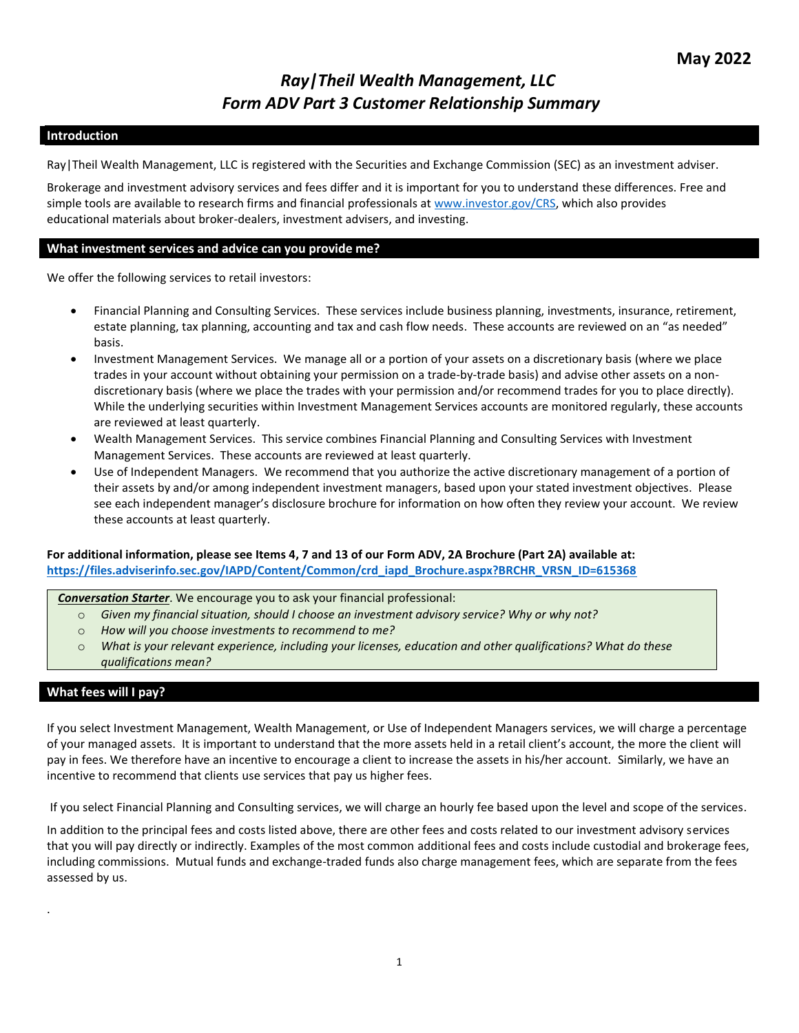May 2022

# *Ray|Theil Wealth Management, LLC*
# *Form ADV Part 3 Customer Relationship Summary*

## Introduction

Ray|Theil Wealth Management, LLC is registered with the Securities and Exchange Commission (SEC) as an investment adviser.

Brokerage and investment advisory services and fees differ and it is important for you to understand these differences. Free and simple tools are available to research firms and financial professionals at [www.investor.gov/CRS](www.investor.gov/CRS), which also provides educational materials about broker-dealers, investment advisers, and investing.

## What investment services and advice can you provide me?

We offer the following services to retail investors:

- Financial Planning and Consulting Services. These services include business planning, investments, insurance, retirement, estate planning, tax planning, accounting and tax and cash flow needs. These accounts are reviewed on an "as needed" basis.
- Investment Management Services. We manage all or a portion of your assets on a discretionary basis (where we place trades in your account without obtaining your permission on a trade-by-trade basis) and advise other assets on a non-discretionary basis (where we place the trades with your permission and/or recommend trades for you to place directly). While the underlying securities within Investment Management Services accounts are monitored regularly, these accounts are reviewed at least quarterly.
- Wealth Management Services. This service combines Financial Planning and Consulting Services with Investment Management Services. These accounts are reviewed at least quarterly.
- Use of Independent Managers. We recommend that you authorize the active discretionary management of a portion of their assets by and/or among independent investment managers, based upon your stated investment objectives. Please see each independent manager's disclosure brochure for information on how often they review your account. We review these accounts at least quarterly.

**For additional information, please see Items 4, 7 and 13 of our Form ADV, 2A Brochure (Part 2A) available at: [https://files.adviserinfo.sec.gov/IAPD/Content/Common/crd_iapd_Brochure.aspx?BRCHR_VRSN_ID=615368](https://files.adviserinfo.sec.gov/IAPD/Content/Common/crd_iapd_Brochure.aspx?BRCHR_VRSN_ID=615368)**

***Conversation Starter***. We encourage you to ask your financial professional:

- *Given my financial situation, should I choose an investment advisory service? Why or why not?*
- *How will you choose investments to recommend to me?*
- *What is your relevant experience, including your licenses, education and other qualifications? What do these qualifications mean?*

## What fees will I pay?

If you select Investment Management, Wealth Management, or Use of Independent Managers services, we will charge a percentage of your managed assets. It is important to understand that the more assets held in a retail client's account, the more the client will pay in fees. We therefore have an incentive to encourage a client to increase the assets in his/her account. Similarly, we have an incentive to recommend that clients use services that pay us higher fees.

If you select Financial Planning and Consulting services, we will charge an hourly fee based upon the level and scope of the services.

In addition to the principal fees and costs listed above, there are other fees and costs related to our investment advisory services that you will pay directly or indirectly. Examples of the most common additional fees and costs include custodial and brokerage fees, including commissions. Mutual funds and exchange-traded funds also charge management fees, which are separate from the fees assessed by us.

.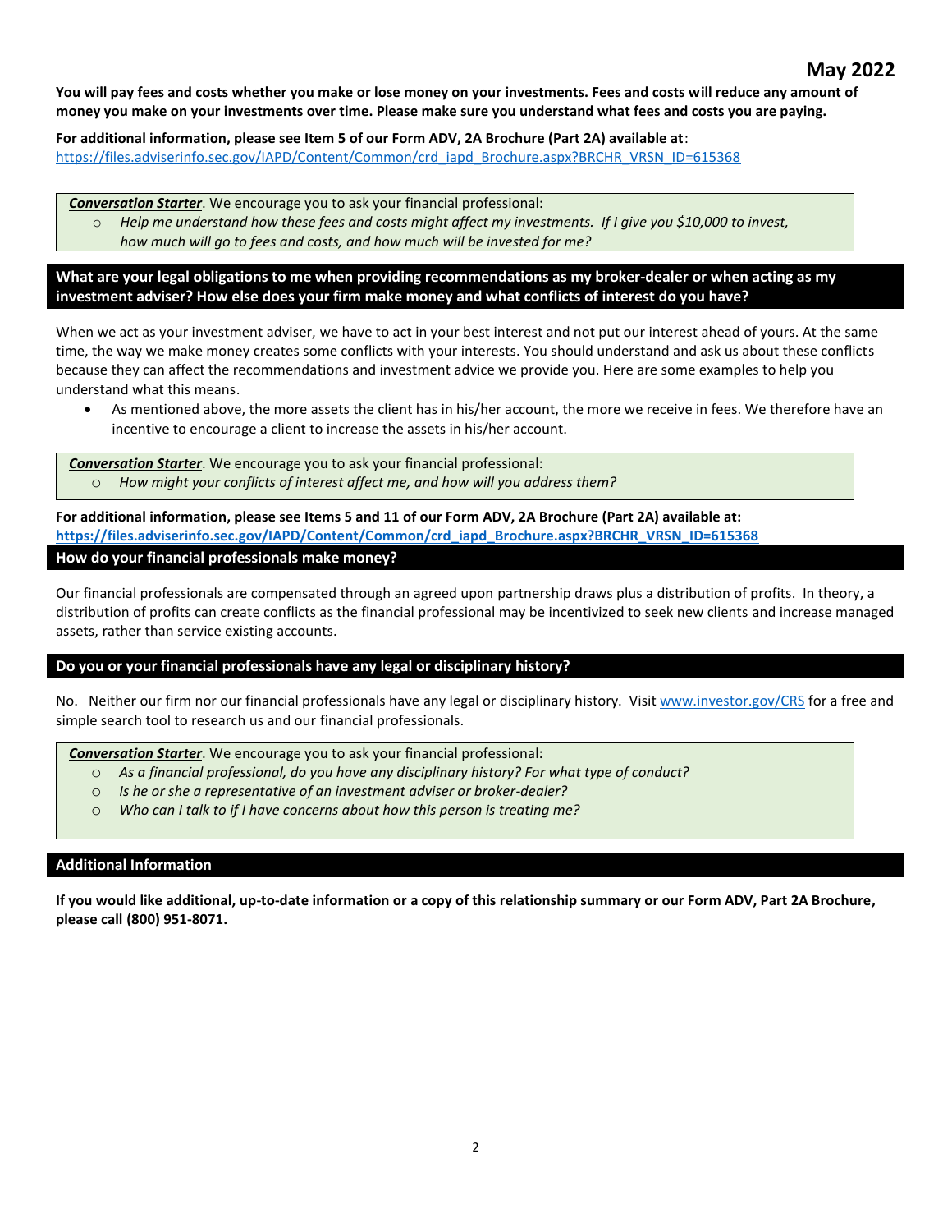May 2022

**You will pay fees and costs whether you make or lose money on your investments. Fees and costs will reduce any amount of money you make on your investments over time. Please make sure you understand what fees and costs you are paying.**

**For additional information, please see Item 5 of our Form ADV, 2A Brochure (Part 2A) available at**: https://files.adviserinfo.sec.gov/IAPD/Content/Common/crd_iapd_Brochure.aspx?BRCHR_VRSN_ID=615368

> ***Conversation Starter***. We encourage you to ask your financial professional:
> - *Help me understand how these fees and costs might affect my investments. If I give you $10,000 to invest, how much will go to fees and costs, and how much will be invested for me?*

## What are your legal obligations to me when providing recommendations as my broker-dealer or when acting as my investment adviser? How else does your firm make money and what conflicts of interest do you have?

When we act as your investment adviser, we have to act in your best interest and not put our interest ahead of yours. At the same time, the way we make money creates some conflicts with your interests. You should understand and ask us about these conflicts because they can affect the recommendations and investment advice we provide you. Here are some examples to help you understand what this means.

- As mentioned above, the more assets the client has in his/her account, the more we receive in fees. We therefore have an incentive to encourage a client to increase the assets in his/her account.

> ***Conversation Starter***. We encourage you to ask your financial professional:
> - *How might your conflicts of interest affect me, and how will you address them?*

**For additional information, please see Items 5 and 11 of our Form ADV, 2A Brochure (Part 2A) available at:** **https://files.adviserinfo.sec.gov/IAPD/Content/Common/crd_iapd_Brochure.aspx?BRCHR_VRSN_ID=615368**

## How do your financial professionals make money?

Our financial professionals are compensated through an agreed upon partnership draws plus a distribution of profits. In theory, a distribution of profits can create conflicts as the financial professional may be incentivized to seek new clients and increase managed assets, rather than service existing accounts.

## Do you or your financial professionals have any legal or disciplinary history?

No. Neither our firm nor our financial professionals have any legal or disciplinary history. Visit www.investor.gov/CRS for a free and simple search tool to research us and our financial professionals.

> ***Conversation Starter***. We encourage you to ask your financial professional:
> - *As a financial professional, do you have any disciplinary history? For what type of conduct?*
> - *Is he or she a representative of an investment adviser or broker-dealer?*
> - *Who can I talk to if I have concerns about how this person is treating me?*

## Additional Information

**If you would like additional, up-to-date information or a copy of this relationship summary or our Form ADV, Part 2A Brochure, please call (800) 951-8071.**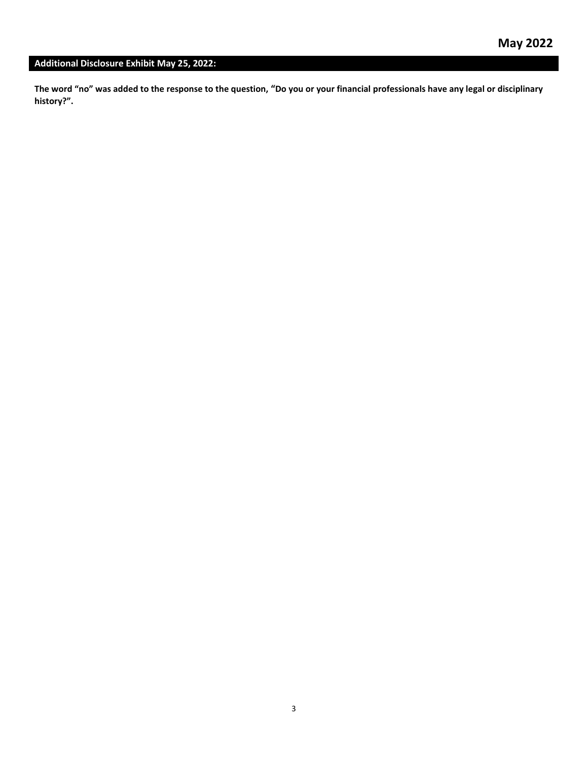**May 2022**

## Additional Disclosure Exhibit May 25, 2022:

**The word "no" was added to the response to the question, "Do you or your financial professionals have any legal or disciplinary history?".**